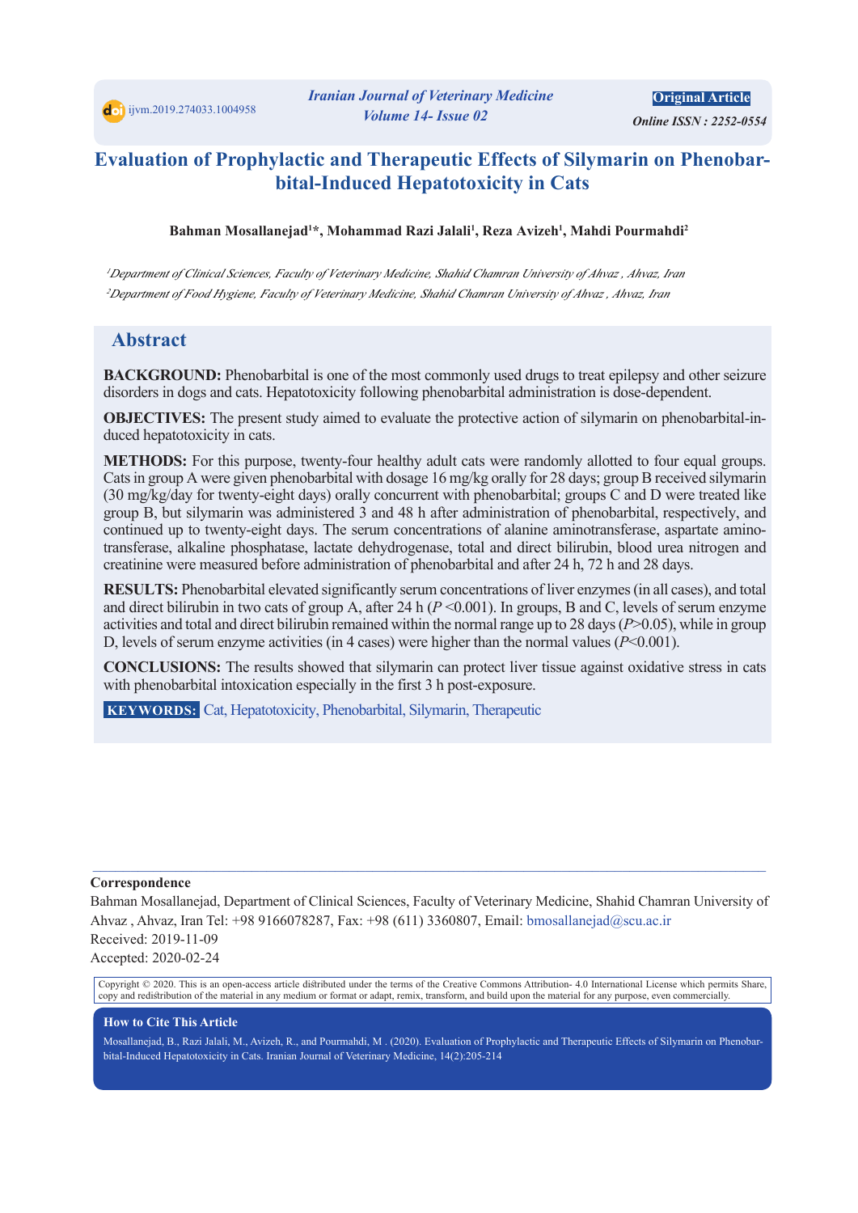ijvm.2019.274033.1004958

Iranian Journal of Veterinary Medicine
Volume 14- Issue 02

**Original Article**

*Online ISSN : 2252-0554*

# Evaluation of Prophylactic and Therapeutic Effects of Silymarin on Phenobarbital-Induced Hepatotoxicity in Cats

**Bahman Mosallanejad[1]*, Mohammad Razi Jalali[1], Reza Avizeh[1], Mahdi Pourmahdi[2]**

[1]*Department of Clinical Sciences, Faculty of Veterinary Medicine, Shahid Chamran University of Ahvaz , Ahvaz, Iran*
[2]*Department of Food Hygiene, Faculty of Veterinary Medicine, Shahid Chamran University of Ahvaz , Ahvaz, Iran*

## Abstract

**BACKGROUND:** Phenobarbital is one of the most commonly used drugs to treat epilepsy and other seizure disorders in dogs and cats. Hepatotoxicity following phenobarbital administration is dose-dependent.

**OBJECTIVES:** The present study aimed to evaluate the protective action of silymarin on phenobarbital-induced hepatotoxicity in cats.

**METHODS:** For this purpose, twenty-four healthy adult cats were randomly allotted to four equal groups. Cats in group A were given phenobarbital with dosage 16 mg/kg orally for 28 days; group B received silymarin (30 mg/kg/day for twenty-eight days) orally concurrent with phenobarbital; groups C and D were treated like group B, but silymarin was administered 3 and 48 h after administration of phenobarbital, respectively, and continued up to twenty-eight days. The serum concentrations of alanine aminotransferase, aspartate aminotransferase, alkaline phosphatase, lactate dehydrogenase, total and direct bilirubin, blood urea nitrogen and creatinine were measured before administration of phenobarbital and after 24 h, 72 h and 28 days.

**RESULTS:** Phenobarbital elevated significantly serum concentrations of liver enzymes (in all cases), and total and direct bilirubin in two cats of group A, after 24 h ($P<0.001$). In groups, B and C, levels of serum enzyme activities and total and direct bilirubin remained within the normal range up to 28 days ($P>0.05$), while in group D, levels of serum enzyme activities (in 4 cases) were higher than the normal values ($P<0.001$).

**CONCLUSIONS:** The results showed that silymarin can protect liver tissue against oxidative stress in cats with phenobarbital intoxication especially in the first 3 h post-exposure.

**KEYWORDS:** Cat, Hepatotoxicity, Phenobarbital, Silymarin, Therapeutic

---

**Correspondence**

Bahman Mosallanejad, Department of Clinical Sciences, Faculty of Veterinary Medicine, Shahid Chamran University of Ahvaz , Ahvaz, Iran Tel: +98 9166078287, Fax: +98 (611) 3360807, Email: bmosallanejad@scu.ac.ir
Received: 2019-11-09
Accepted: 2020-02-24

Copyright © 2020. This is an open-access article distributed under the terms of the Creative Commons Attribution- 4.0 International License which permits Share, copy and redistribution of the material in any medium or format or adapt, remix, transform, and build upon the material for any purpose, even commercially.

**How to Cite This Article**

Mosallanejad, B., Razi Jalali, M., Avizeh, R., and Pourmahdi, M . (2020). Evaluation of Prophylactic and Therapeutic Effects of Silymarin on Phenobarbital-Induced Hepatotoxicity in Cats. Iranian Journal of Veterinary Medicine, 14(2):205-214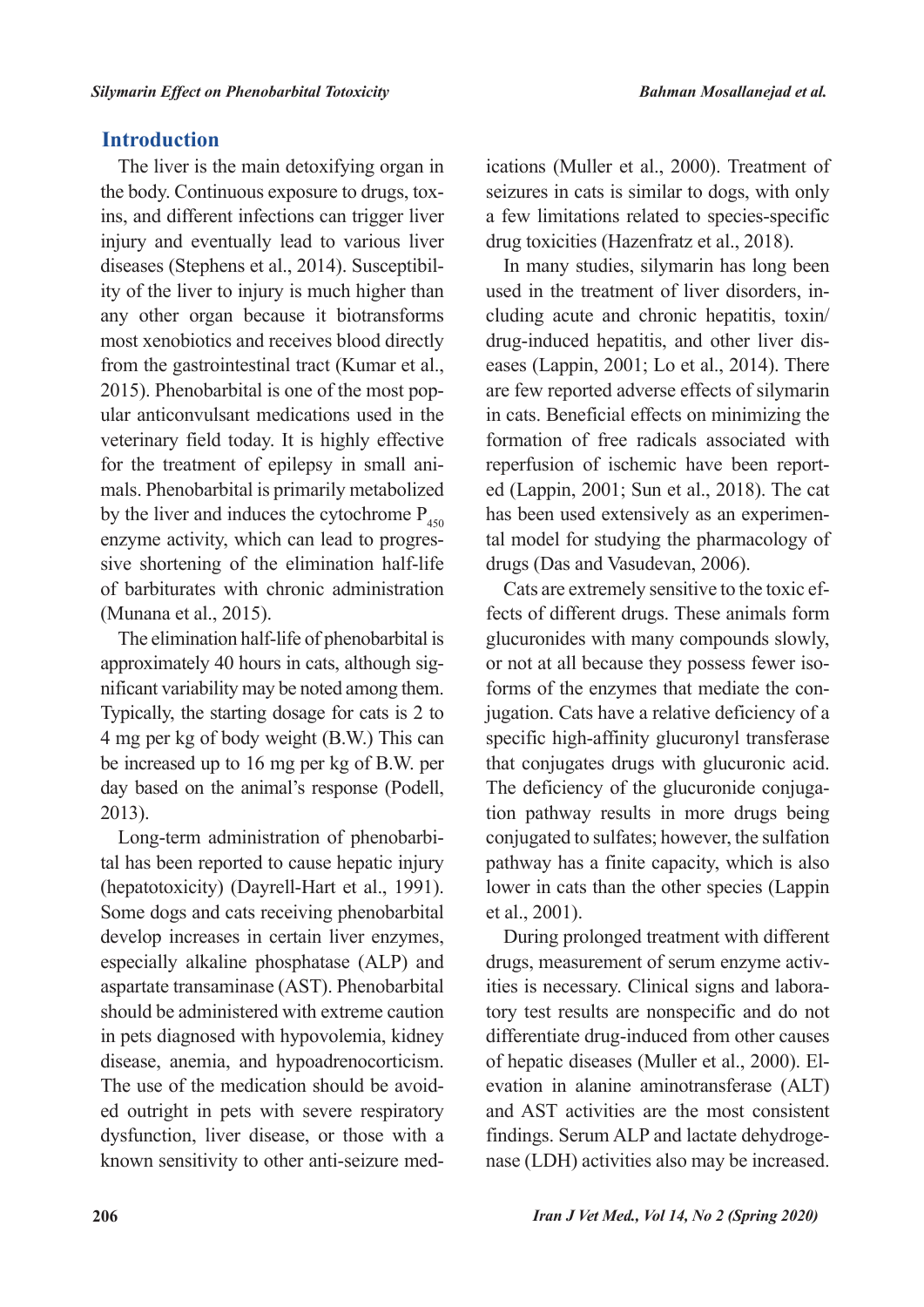## Introduction

The liver is the main detoxifying organ in the body. Continuous exposure to drugs, toxins, and different infections can trigger liver injury and eventually lead to various liver diseases (Stephens et al., 2014). Susceptibility of the liver to injury is much higher than any other organ because it biotransforms most xenobiotics and receives blood directly from the gastrointestinal tract (Kumar et al., 2015). Phenobarbital is one of the most popular anticonvulsant medications used in the veterinary field today. It is highly effective for the treatment of epilepsy in small animals. Phenobarbital is primarily metabolized by the liver and induces the cytochrome $P_{450}$ enzyme activity, which can lead to progressive shortening of the elimination half-life of barbiturates with chronic administration (Munana et al., 2015).

The elimination half-life of phenobarbital is approximately 40 hours in cats, although significant variability may be noted among them. Typically, the starting dosage for cats is 2 to 4 mg per kg of body weight (B.W.) This can be increased up to 16 mg per kg of B.W. per day based on the animal's response (Podell, 2013).

Long-term administration of phenobarbital has been reported to cause hepatic injury (hepatotoxicity) (Dayrell-Hart et al., 1991). Some dogs and cats receiving phenobarbital develop increases in certain liver enzymes, especially alkaline phosphatase (ALP) and aspartate transaminase (AST). Phenobarbital should be administered with extreme caution in pets diagnosed with hypovolemia, kidney disease, anemia, and hypoadrenocorticism. The use of the medication should be avoided outright in pets with severe respiratory dysfunction, liver disease, or those with a known sensitivity to other anti-seizure medications (Muller et al., 2000). Treatment of seizures in cats is similar to dogs, with only a few limitations related to species-specific drug toxicities (Hazenfratz et al., 2018).

In many studies, silymarin has long been used in the treatment of liver disorders, including acute and chronic hepatitis, toxin/drug-induced hepatitis, and other liver diseases (Lappin, 2001; Lo et al., 2014). There are few reported adverse effects of silymarin in cats. Beneficial effects on minimizing the formation of free radicals associated with reperfusion of ischemic have been reported (Lappin, 2001; Sun et al., 2018). The cat has been used extensively as an experimental model for studying the pharmacology of drugs (Das and Vasudevan, 2006).

Cats are extremely sensitive to the toxic effects of different drugs. These animals form glucuronides with many compounds slowly, or not at all because they possess fewer isoforms of the enzymes that mediate the conjugation. Cats have a relative deficiency of a specific high-affinity glucuronyl transferase that conjugates drugs with glucuronic acid. The deficiency of the glucuronide conjugation pathway results in more drugs being conjugated to sulfates; however, the sulfation pathway has a finite capacity, which is also lower in cats than the other species (Lappin et al., 2001).

During prolonged treatment with different drugs, measurement of serum enzyme activities is necessary. Clinical signs and laboratory test results are nonspecific and do not differentiate drug-induced from other causes of hepatic diseases (Muller et al., 2000). Elevation in alanine aminotransferase (ALT) and AST activities are the most consistent findings. Serum ALP and lactate dehydrogenase (LDH) activities also may be increased.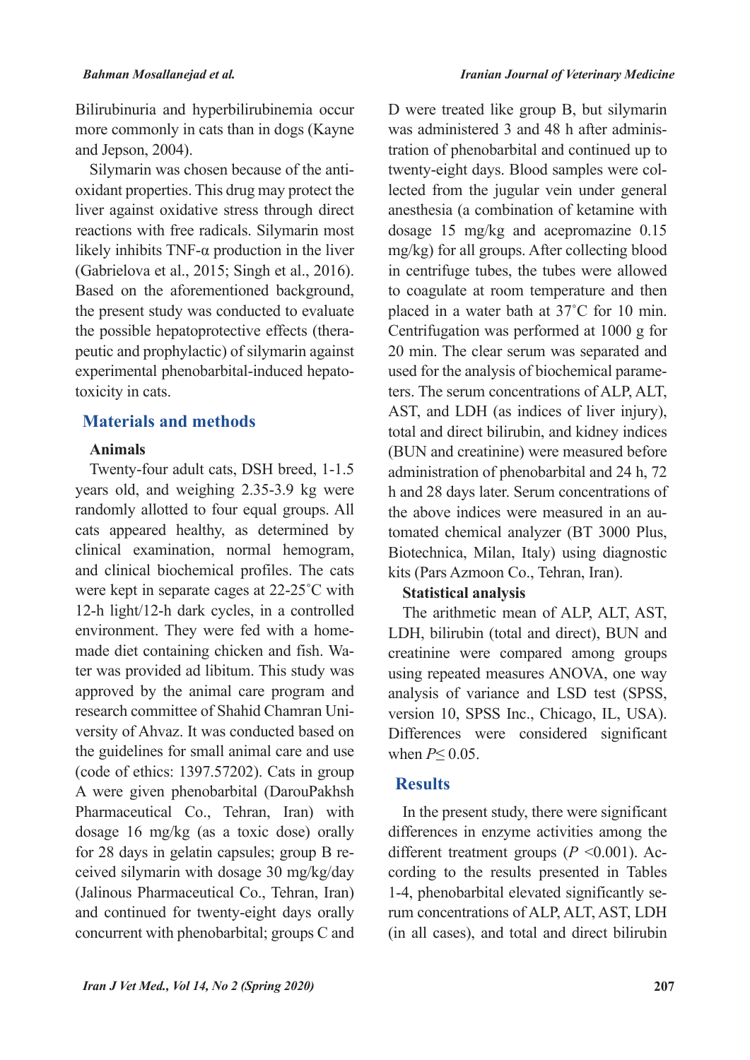Bilirubinuria and hyperbilirubinemia occur more commonly in cats than in dogs (Kayne and Jepson, 2004).

Silymarin was chosen because of the antioxidant properties. This drug may protect the liver against oxidative stress through direct reactions with free radicals. Silymarin most likely inhibits TNF-α production in the liver (Gabrielova et al., 2015; Singh et al., 2016). Based on the aforementioned background, the present study was conducted to evaluate the possible hepatoprotective effects (therapeutic and prophylactic) of silymarin against experimental phenobarbital-induced hepatotoxicity in cats.

## Materials and methods

### Animals

Twenty-four adult cats, DSH breed, 1-1.5 years old, and weighing 2.35-3.9 kg were randomly allotted to four equal groups. All cats appeared healthy, as determined by clinical examination, normal hemogram, and clinical biochemical profiles. The cats were kept in separate cages at 22-25˚C with 12-h light/12-h dark cycles, in a controlled environment. They were fed with a homemade diet containing chicken and fish. Water was provided ad libitum. This study was approved by the animal care program and research committee of Shahid Chamran University of Ahvaz. It was conducted based on the guidelines for small animal care and use (code of ethics: 1397.57202). Cats in group A were given phenobarbital (DarouPakhsh Pharmaceutical Co., Tehran, Iran) with dosage 16 mg/kg (as a toxic dose) orally for 28 days in gelatin capsules; group B received silymarin with dosage 30 mg/kg/day (Jalinous Pharmaceutical Co., Tehran, Iran) and continued for twenty-eight days orally concurrent with phenobarbital; groups C and D were treated like group B, but silymarin was administered 3 and 48 h after administration of phenobarbital and continued up to twenty-eight days. Blood samples were collected from the jugular vein under general anesthesia (a combination of ketamine with dosage 15 mg/kg and acepromazine 0.15 mg/kg) for all groups. After collecting blood in centrifuge tubes, the tubes were allowed to coagulate at room temperature and then placed in a water bath at 37˚C for 10 min. Centrifugation was performed at 1000 g for 20 min. The clear serum was separated and used for the analysis of biochemical parameters. The serum concentrations of ALP, ALT, AST, and LDH (as indices of liver injury), total and direct bilirubin, and kidney indices (BUN and creatinine) were measured before administration of phenobarbital and 24 h, 72 h and 28 days later. Serum concentrations of the above indices were measured in an automated chemical analyzer (BT 3000 Plus, Biotechnica, Milan, Italy) using diagnostic kits (Pars Azmoon Co., Tehran, Iran).

### Statistical analysis

The arithmetic mean of ALP, ALT, AST, LDH, bilirubin (total and direct), BUN and creatinine were compared among groups using repeated measures ANOVA, one way analysis of variance and LSD test (SPSS, version 10, SPSS Inc., Chicago, IL, USA). Differences were considered significant when $P \leq 0.05$.

## Results

In the present study, there were significant differences in enzyme activities among the different treatment groups ($P < 0.001$). According to the results presented in Tables 1-4, phenobarbital elevated significantly serum concentrations of ALP, ALT, AST, LDH (in all cases), and total and direct bilirubin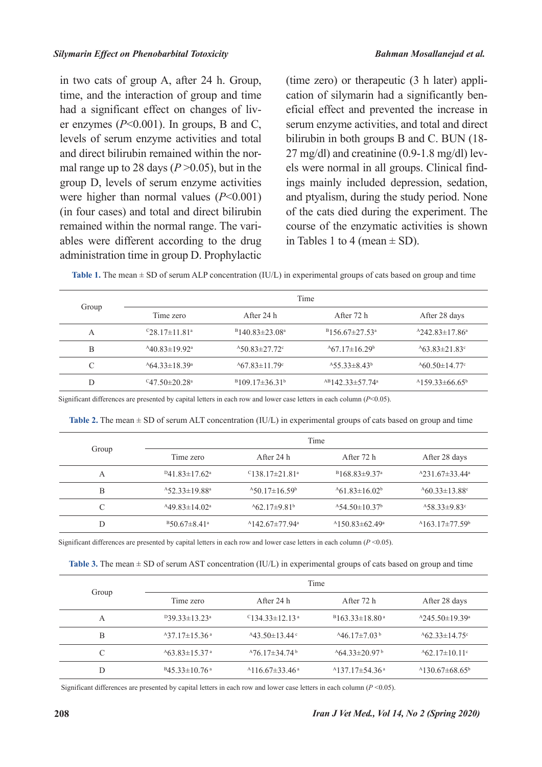in two cats of group A, after 24 h. Group, time, and the interaction of group and time had a significant effect on changes of liver enzymes ($P$<0.001). In groups, B and C, levels of serum enzyme activities and total and direct bilirubin remained within the normal range up to 28 days ($P$ >0.05), but in the group D, levels of serum enzyme activities were higher than normal values ($P$<0.001) (in four cases) and total and direct bilirubin remained within the normal range. The variables were different according to the drug administration time in group D. Prophylactic (time zero) or therapeutic (3 h later) application of silymarin had a significantly beneficial effect and prevented the increase in serum enzyme activities, and total and direct bilirubin in both groups B and C. BUN (18-27 mg/dl) and creatinine (0.9-1.8 mg/dl) levels were normal in all groups. Clinical findings mainly included depression, sedation, and ptyalism, during the study period. None of the cats died during the experiment. The course of the enzymatic activities is shown in Tables 1 to 4 (mean ± SD).

**Table 1.** The mean ± SD of serum ALP concentration (IU/L) in experimental groups of cats based on group and time

| Group | Time | | | |
|---|---|---|---|---|
| | Time zero | After 24 h | After 72 h | After 28 days |
| A | $^{C}$28.17±11.81$^{a}$ | $^{B}$140.83±23.08$^{a}$ | $^{B}$156.67±27.53$^{a}$ | $^{A}$242.83±17.86$^{a}$ |
| B | $^{A}$40.83±19.92$^{a}$ | $^{A}$50.83±27.72$^{c}$ | $^{A}$67.17±16.29$^{b}$ | $^{A}$63.83±21.83$^{c}$ |
| C | $^{A}$64.33±18.39$^{a}$ | $^{A}$67.83±11.79$^{c}$ | $^{A}$55.33±8.43$^{b}$ | $^{A}$60.50±14.77$^{c}$ |
| D | $^{C}$47.50±20.28$^{a}$ | $^{B}$109.17±36.31$^{b}$ | $^{AB}$142.33±57.74$^{a}$ | $^{A}$159.33±66.65$^{b}$ |

Significant differences are presented by capital letters in each row and lower case letters in each column ($P$<0.05).

**Table 2.** The mean ± SD of serum ALT concentration (IU/L) in experimental groups of cats based on group and time

| Group | Time | | | |
|---|---|---|---|---|
| | Time zero | After 24 h | After 72 h | After 28 days |
| A | $^{D}$41.83±17.62$^{a}$ | $^{C}$138.17±21.81$^{a}$ | $^{B}$168.83±9.37$^{a}$ | $^{A}$231.67±33.44$^{a}$ |
| B | $^{A}$52.33±19.88$^{a}$ | $^{A}$50.17±16.59$^{b}$ | $^{A}$61.83±16.02$^{b}$ | $^{A}$60.33±13.88$^{c}$ |
| C | $^{A}$49.83±14.02$^{a}$ | $^{A}$62.17±9.81$^{b}$ | $^{A}$54.50±10.37$^{b}$ | $^{A}$58.33±9.83$^{c}$ |
| D | $^{B}$50.67±8.41$^{a}$ | $^{A}$142.67±77.94$^{a}$ | $^{A}$150.83±62.49$^{a}$ | $^{A}$163.17±77.59$^{b}$ |

Significant differences are presented by capital letters in each row and lower case letters in each column ($P$ <0.05).

**Table 3.** The mean ± SD of serum AST concentration (IU/L) in experimental groups of cats based on group and time

| Group | Time | | | |
|---|---|---|---|---|
| | Time zero | After 24 h | After 72 h | After 28 days |
| A | $^{D}$39.33±13.23$^{a}$ | $^{C}$134.33±12.13$^{a}$ | $^{B}$163.33±18.80$^{a}$ | $^{A}$245.50±19.39$^{a}$ |
| B | $^{A}$37.17±15.36$^{a}$ | $^{A}$43.50±13.44$^{c}$ | $^{A}$46.17±7.03$^{b}$ | $^{A}$62.33±14.75$^{c}$ |
| C | $^{A}$63.83±15.37$^{a}$ | $^{A}$76.17±34.74$^{b}$ | $^{A}$64.33±20.97$^{b}$ | $^{A}$62.17±10.11$^{c}$ |
| D | $^{B}$45.33±10.76$^{a}$ | $^{A}$116.67±33.46$^{a}$ | $^{A}$137.17±54.36$^{a}$ | $^{A}$130.67±68.65$^{b}$ |

Significant differences are presented by capital letters in each row and lower case letters in each column ($P$ <0.05).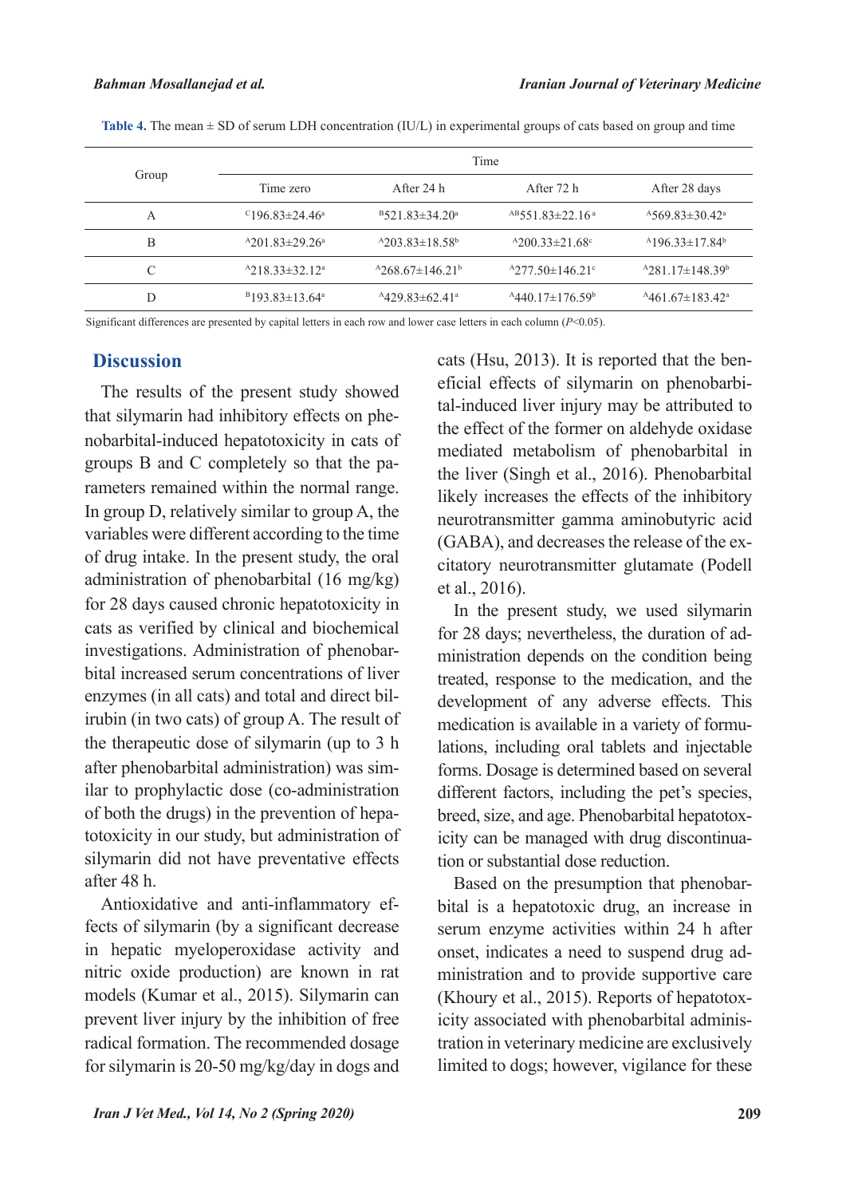**Table 4.** The mean ± SD of serum LDH concentration (IU/L) in experimental groups of cats based on group and time

| Group | Time | | | |
|---|---|---|---|---|
| | Time zero | After 24 h | After 72 h | After 28 days |
| A | $^{C}$196.83±24.46$^{a}$ | $^{B}$521.83±34.20$^{a}$ | $^{AB}$551.83±22.16$^{a}$ | $^{A}$569.83±30.42$^{a}$ |
| B | $^{A}$201.83±29.26$^{a}$ | $^{A}$203.83±18.58$^{b}$ | $^{A}$200.33±21.68$^{c}$ | $^{A}$196.33±17.84$^{b}$ |
| C | $^{A}$218.33±32.12$^{a}$ | $^{A}$268.67±146.21$^{b}$ | $^{A}$277.50±146.21$^{c}$ | $^{A}$281.17±148.39$^{b}$ |
| D | $^{B}$193.83±13.64$^{a}$ | $^{A}$429.83±62.41$^{a}$ | $^{A}$440.17±176.59$^{b}$ | $^{A}$461.67±183.42$^{a}$ |

Significant differences are presented by capital letters in each row and lower case letters in each column ($P$<0.05).

## Discussion

The results of the present study showed that silymarin had inhibitory effects on phenobarbital-induced hepatotoxicity in cats of groups B and C completely so that the parameters remained within the normal range. In group D, relatively similar to group A, the variables were different according to the time of drug intake. In the present study, the oral administration of phenobarbital (16 mg/kg) for 28 days caused chronic hepatotoxicity in cats as verified by clinical and biochemical investigations. Administration of phenobarbital increased serum concentrations of liver enzymes (in all cats) and total and direct bilirubin (in two cats) of group A. The result of the therapeutic dose of silymarin (up to 3 h after phenobarbital administration) was similar to prophylactic dose (co-administration of both the drugs) in the prevention of hepatotoxicity in our study, but administration of silymarin did not have preventative effects after 48 h.

Antioxidative and anti-inflammatory effects of silymarin (by a significant decrease in hepatic myeloperoxidase activity and nitric oxide production) are known in rat models (Kumar et al., 2015). Silymarin can prevent liver injury by the inhibition of free radical formation. The recommended dosage for silymarin is 20-50 mg/kg/day in dogs and cats (Hsu, 2013). It is reported that the beneficial effects of silymarin on phenobarbital-induced liver injury may be attributed to the effect of the former on aldehyde oxidase mediated metabolism of phenobarbital in the liver (Singh et al., 2016). Phenobarbital likely increases the effects of the inhibitory neurotransmitter gamma aminobutyric acid (GABA), and decreases the release of the excitatory neurotransmitter glutamate (Podell et al., 2016).

In the present study, we used silymarin for 28 days; nevertheless, the duration of administration depends on the condition being treated, response to the medication, and the development of any adverse effects. This medication is available in a variety of formulations, including oral tablets and injectable forms. Dosage is determined based on several different factors, including the pet's species, breed, size, and age. Phenobarbital hepatotoxicity can be managed with drug discontinuation or substantial dose reduction.

Based on the presumption that phenobarbital is a hepatotoxic drug, an increase in serum enzyme activities within 24 h after onset, indicates a need to suspend drug administration and to provide supportive care (Khoury et al., 2015). Reports of hepatotoxicity associated with phenobarbital administration in veterinary medicine are exclusively limited to dogs; however, vigilance for these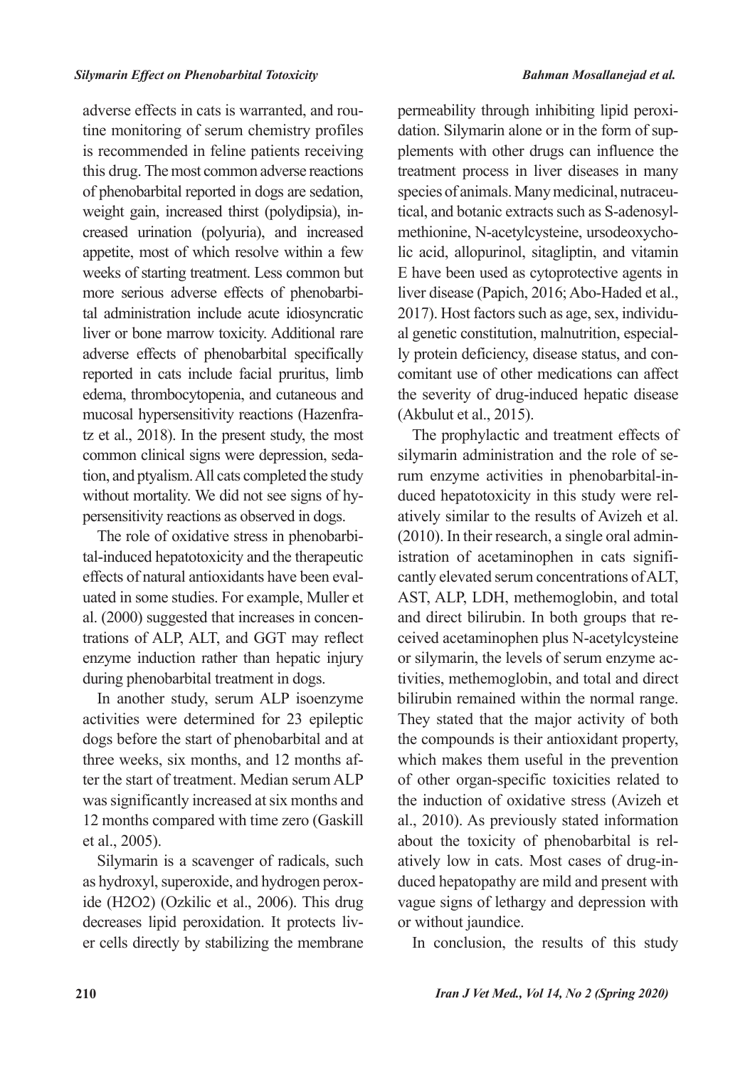adverse effects in cats is warranted, and routine monitoring of serum chemistry profiles is recommended in feline patients receiving this drug. The most common adverse reactions of phenobarbital reported in dogs are sedation, weight gain, increased thirst (polydipsia), increased urination (polyuria), and increased appetite, most of which resolve within a few weeks of starting treatment. Less common but more serious adverse effects of phenobarbital administration include acute idiosyncratic liver or bone marrow toxicity. Additional rare adverse effects of phenobarbital specifically reported in cats include facial pruritus, limb edema, thrombocytopenia, and cutaneous and mucosal hypersensitivity reactions (Hazenfratz et al., 2018). In the present study, the most common clinical signs were depression, sedation, and ptyalism. All cats completed the study without mortality. We did not see signs of hypersensitivity reactions as observed in dogs.

The role of oxidative stress in phenobarbital-induced hepatotoxicity and the therapeutic effects of natural antioxidants have been evaluated in some studies. For example, Muller et al. (2000) suggested that increases in concentrations of ALP, ALT, and GGT may reflect enzyme induction rather than hepatic injury during phenobarbital treatment in dogs.

In another study, serum ALP isoenzyme activities were determined for 23 epileptic dogs before the start of phenobarbital and at three weeks, six months, and 12 months after the start of treatment. Median serum ALP was significantly increased at six months and 12 months compared with time zero (Gaskill et al., 2005).

Silymarin is a scavenger of radicals, such as hydroxyl, superoxide, and hydrogen peroxide ($H_2O_2$) (Ozkilic et al., 2006). This drug decreases lipid peroxidation. It protects liver cells directly by stabilizing the membrane permeability through inhibiting lipid peroxidation. Silymarin alone or in the form of supplements with other drugs can influence the treatment process in liver diseases in many species of animals. Many medicinal, nutraceutical, and botanic extracts such as S-adenosylmethionine, N-acetylcysteine, ursodeoxycholic acid, allopurinol, sitagliptin, and vitamin E have been used as cytoprotective agents in liver disease (Papich, 2016; Abo-Haded et al., 2017). Host factors such as age, sex, individual genetic constitution, malnutrition, especially protein deficiency, disease status, and concomitant use of other medications can affect the severity of drug-induced hepatic disease (Akbulut et al., 2015).

The prophylactic and treatment effects of silymarin administration and the role of serum enzyme activities in phenobarbital-induced hepatotoxicity in this study were relatively similar to the results of Avizeh et al. (2010). In their research, a single oral administration of acetaminophen in cats significantly elevated serum concentrations of ALT, AST, ALP, LDH, methemoglobin, and total and direct bilirubin. In both groups that received acetaminophen plus N-acetylcysteine or silymarin, the levels of serum enzyme activities, methemoglobin, and total and direct bilirubin remained within the normal range. They stated that the major activity of both the compounds is their antioxidant property, which makes them useful in the prevention of other organ-specific toxicities related to the induction of oxidative stress (Avizeh et al., 2010). As previously stated information about the toxicity of phenobarbital is relatively low in cats. Most cases of drug-induced hepatopathy are mild and present with vague signs of lethargy and depression with or without jaundice.

In conclusion, the results of this study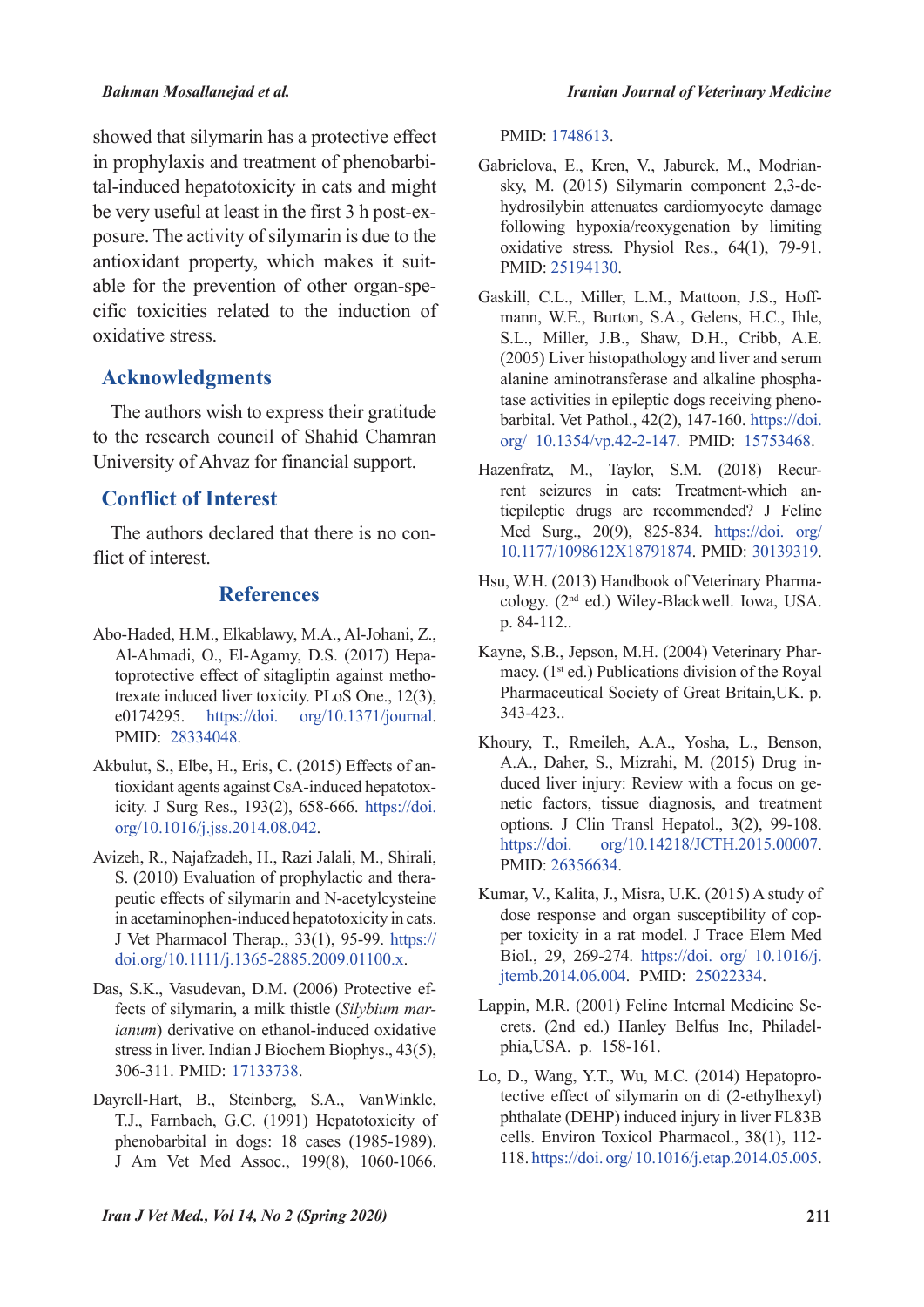showed that silymarin has a protective effect in prophylaxis and treatment of phenobarbital-induced hepatotoxicity in cats and might be very useful at least in the first 3 h post-exposure. The activity of silymarin is due to the antioxidant property, which makes it suitable for the prevention of other organ-specific toxicities related to the induction of oxidative stress.

## Acknowledgments

The authors wish to express their gratitude to the research council of Shahid Chamran University of Ahvaz for financial support.

## Conflict of Interest

The authors declared that there is no conflict of interest.

## References

Abo-Haded, H.M., Elkablawy, M.A., Al-Johani, Z., Al-Ahmadi, O., El-Agamy, D.S. (2017) Hepatoprotective effect of sitagliptin against methotrexate induced liver toxicity. PLoS One., 12(3), e0174295. https://doi. org/10.1371/journal. PMID: 28334048.

Akbulut, S., Elbe, H., Eris, C. (2015) Effects of antioxidant agents against CsA-induced hepatotoxicity. J Surg Res., 193(2), 658-666. https://doi.org/10.1016/j.jss.2014.08.042.

Avizeh, R., Najafzadeh, H., Razi Jalali, M., Shirali, S. (2010) Evaluation of prophylactic and therapeutic effects of silymarin and N-acetylcysteine in acetaminophen-induced hepatotoxicity in cats. J Vet Pharmacol Therap., 33(1), 95-99. https://doi.org/10.1111/j.1365-2885.2009.01100.x.

Das, S.K., Vasudevan, D.M. (2006) Protective effects of silymarin, a milk thistle (*Silybium marianum*) derivative on ethanol-induced oxidative stress in liver. Indian J Biochem Biophys., 43(5), 306-311. PMID: 17133738.

Dayrell-Hart, B., Steinberg, S.A., VanWinkle, T.J., Farnbach, G.C. (1991) Hepatotoxicity of phenobarbital in dogs: 18 cases (1985-1989). J Am Vet Med Assoc., 199(8), 1060-1066. PMID: 1748613.

Gabrielova, E., Kren, V., Jaburek, M., Modriansky, M. (2015) Silymarin component 2,3-dehydrosilybin attenuates cardiomyocyte damage following hypoxia/reoxygenation by limiting oxidative stress. Physiol Res., 64(1), 79-91. PMID: 25194130.

Gaskill, C.L., Miller, L.M., Mattoon, J.S., Hoffmann, W.E., Burton, S.A., Gelens, H.C., Ihle, S.L., Miller, J.B., Shaw, D.H., Cribb, A.E. (2005) Liver histopathology and liver and serum alanine aminotransferase and alkaline phosphatase activities in epileptic dogs receiving phenobarbital. Vet Pathol., 42(2), 147-160. https://doi.org/ 10.1354/vp.42-2-147. PMID: 15753468.

Hazenfratz, M., Taylor, S.M. (2018) Recurrent seizures in cats: Treatment-which antiepileptic drugs are recommended? J Feline Med Surg., 20(9), 825-834. https://doi. org/ 10.1177/1098612X18791874. PMID: 30139319.

Hsu, W.H. (2013) Handbook of Veterinary Pharmacology. (2nd ed.) Wiley-Blackwell. Iowa, USA. p. 84-112..

Kayne, S.B., Jepson, M.H. (2004) Veterinary Pharmacy. (1st ed.) Publications division of the Royal Pharmaceutical Society of Great Britain,UK. p. 343-423..

Khoury, T., Rmeileh, A.A., Yosha, L., Benson, A.A., Daher, S., Mizrahi, M. (2015) Drug induced liver injury: Review with a focus on genetic factors, tissue diagnosis, and treatment options. J Clin Transl Hepatol., 3(2), 99-108. https://doi. org/10.14218/JCTH.2015.00007. PMID: 26356634.

Kumar, V., Kalita, J., Misra, U.K. (2015) A study of dose response and organ susceptibility of copper toxicity in a rat model. J Trace Elem Med Biol., 29, 269-274. https://doi. org/ 10.1016/j.jtemb.2014.06.004. PMID: 25022334.

Lappin, M.R. (2001) Feline Internal Medicine Secrets. (2nd ed.) Hanley Belfus Inc, Philadelphia,USA. p. 158-161.

Lo, D., Wang, Y.T., Wu, M.C. (2014) Hepatoprotective effect of silymarin on di (2-ethylhexyl) phthalate (DEHP) induced injury in liver FL83B cells. Environ Toxicol Pharmacol., 38(1), 112-118. https://doi. org/ 10.1016/j.etap.2014.05.005.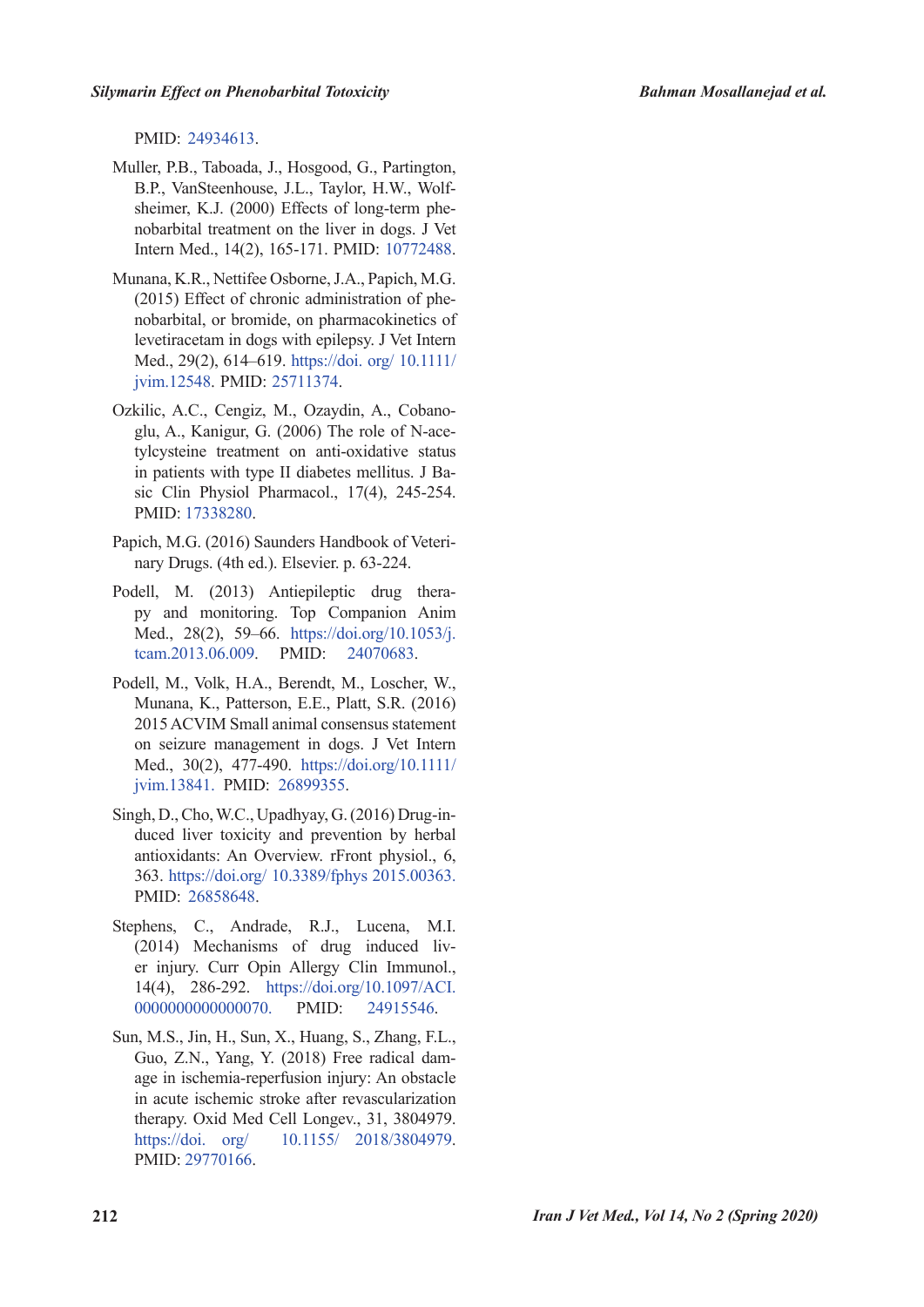PMID: 24934613.

Muller, P.B., Taboada, J., Hosgood, G., Partington, B.P., VanSteenhouse, J.L., Taylor, H.W., Wolfsheimer, K.J. (2000) Effects of long-term phenobarbital treatment on the liver in dogs. J Vet Intern Med., 14(2), 165-171. PMID: 10772488.

Munana, K.R., Nettifee Osborne, J.A., Papich, M.G. (2015) Effect of chronic administration of phenobarbital, or bromide, on pharmacokinetics of levetiracetam in dogs with epilepsy. J Vet Intern Med., 29(2), 614–619. https://doi. org/ 10.1111/ jvim.12548. PMID: 25711374.

Ozkilic, A.C., Cengiz, M., Ozaydin, A., Cobanoglu, A., Kanigur, G. (2006) The role of N-acetylcysteine treatment on anti-oxidative status in patients with type II diabetes mellitus. J Basic Clin Physiol Pharmacol., 17(4), 245-254. PMID: 17338280.

Papich, M.G. (2016) Saunders Handbook of Veterinary Drugs. (4th ed.). Elsevier. p. 63-224.

Podell, M. (2013) Antiepileptic drug therapy and monitoring. Top Companion Anim Med., 28(2), 59–66. https://doi.org/10.1053/j.tcam.2013.06.009. PMID: 24070683.

Podell, M., Volk, H.A., Berendt, M., Loscher, W., Munana, K., Patterson, E.E., Platt, S.R. (2016) 2015 ACVIM Small animal consensus statement on seizure management in dogs. J Vet Intern Med., 30(2), 477-490. https://doi.org/10.1111/ jvim.13841. PMID: 26899355.

Singh, D., Cho, W.C., Upadhyay, G. (2016) Drug-induced liver toxicity and prevention by herbal antioxidants: An Overview. rFront physiol., 6, 363. https://doi.org/ 10.3389/fphys 2015.00363. PMID: 26858648.

Stephens, C., Andrade, R.J., Lucena, M.I. (2014) Mechanisms of drug induced liver injury. Curr Opin Allergy Clin Immunol., 14(4), 286-292. https://doi.org/10.1097/ACI. 0000000000000070. PMID: 24915546.

Sun, M.S., Jin, H., Sun, X., Huang, S., Zhang, F.L., Guo, Z.N., Yang, Y. (2018) Free radical damage in ischemia-reperfusion injury: An obstacle in acute ischemic stroke after revascularization therapy. Oxid Med Cell Longev., 31, 3804979. https://doi. org/ 10.1155/ 2018/3804979. PMID: 29770166.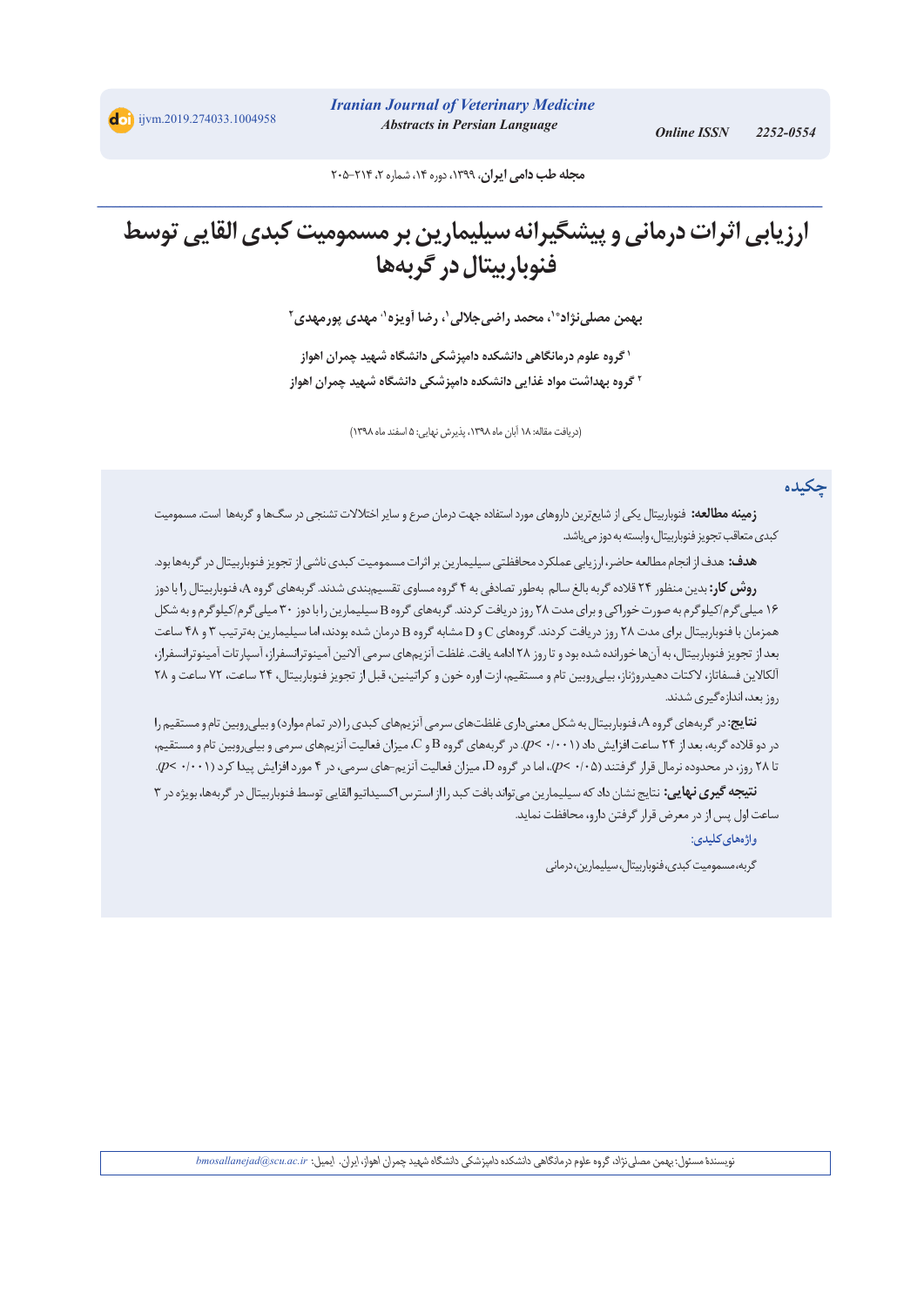# ارزیابی اثرات درمانی و پیشگیرانه سیلیمارین بر مسمومیت کبدی القایی توسط فنوباربیتال در گربه‌ها

**بهمن مصلی‌نژاد[1*]، محمد راضی‌جلالی[1]، رضا آویزه[1]، مهدی پورمهدی[2]**

[1] گروه علوم درمانگاهی دانشکده دامپزشکی دانشگاه شهید چمران اهواز

[2] گروه بهداشت مواد غذایی دانشکده دامپزشکی دانشگاه شهید چمران اهواز

(دریافت مقاله: ۱۸ آبان ماه ۱۳۹۸، پذیرش نهایی: ۵ اسفند ماه ۱۳۹۸)

## چکیده

**زمینه مطالعه:** فنوباربیتال یکی از شایع‌ترین داروهای مورد استفاده جهت درمان صرع و سایر اختلالات تشنجی در سگ‌ها و گربه‌ها است. مسمومیت کبدی متعاقب تجویز فنوباربیتال، وابسته به دوز می‌باشد.

**هدف:** هدف از انجام مطالعه حاضر، ارزیابی عملکرد محافظتی سیلیمارین بر اثرات مسمومیت کبدی ناشی از تجویز فنوباربیتال در گربه‌ها بود.

**روش کار:** بدین منظور ۲۴ قلاده گربه بالغ سالم بطور تصادفی به ۴ گروه مساوی تقسیم‌بندی شدند. گربه‌های گروه A، فنوباربیتال را با دوز ۱۶ میلی‌گرم/کیلوگرم به صورت خوراکی و برای مدت ۲۸ روز دریافت کردند. گربه‌های گروه B سیلیمارین را با دوز ۳۰ میلی‌گرم/کیلوگرم و به شکل همزمان با فنوباربیتال برای مدت ۲۸ روز دریافت کردند. گروه‌های C و D مشابه گروه B درمان شده بودند، اما سیلیمارین به‌ترتیب ۳ و ۴۸ ساعت بعد از تجویز فنوباربیتال، به آن‌ها خورانده شده بود و تا روز ۲۸ ادامه یافت. غلظت آنزیم‌های سرمی آلانین آمینوترانسفراز، آسپارتات آمینوترانسفراز، آلکالاین فسفاتاز، لاکتات دهیدروژناز، بیلی‌روبین تام و مستقیم، ازت اوره خون و کراتینین، قبل از تجویز فنوباربیتال، ۲۴ ساعت، ۷۲ ساعت و ۲۸ روز بعد، اندازه‌گیری شدند.

**نتایج:** در گربه‌های گروه A، فنوباربیتال به شکل معنی‌داری غلظت‌های سرمی آنزیم‌های کبدی را (در تمام موارد) و بیلی‌روبین تام و مستقیم را در دو قلاده گربه، بعد از ۲۴ ساعت افزایش داد ($p< 0/001$). در گربه‌های گروه B و C، میزان فعالیت آنزیم‌های سرمی و بیلی‌روبین تام و مستقیم، تا ۲۸ روز، در محدوده نرمال قرار گرفتند ($p< 0/05$)، اما در گروه D، میزان فعالیت آنزیم-های سرمی، در ۴ مورد افزایش پیدا کرد ($p< 0/001$).

**نتیجه گیری نهایی:** نتایج نشان داد که سیلیمارین می‌تواند بافت کبد را از استرس اکسیداتیو القایی توسط فنوباربیتال در گربه‌ها، بویژه در ۳ ساعت اول پس از در معرض قرار گرفتن دارو، محافظت نماید.

**واژه‌های کلیدی:**

گربه، مسمومیت کبدی، فنوباربیتال، سیلیمارین، درمانی

نویسندهٔ مسئول: بهمن مصلی‌نژاد، گروه علوم درمانگاهی دانشکده دامپزشکی دانشگاه شهید چمران اهواز، اهواز، ایران. ایمیل: bmosallanejad@scu.ac.ir